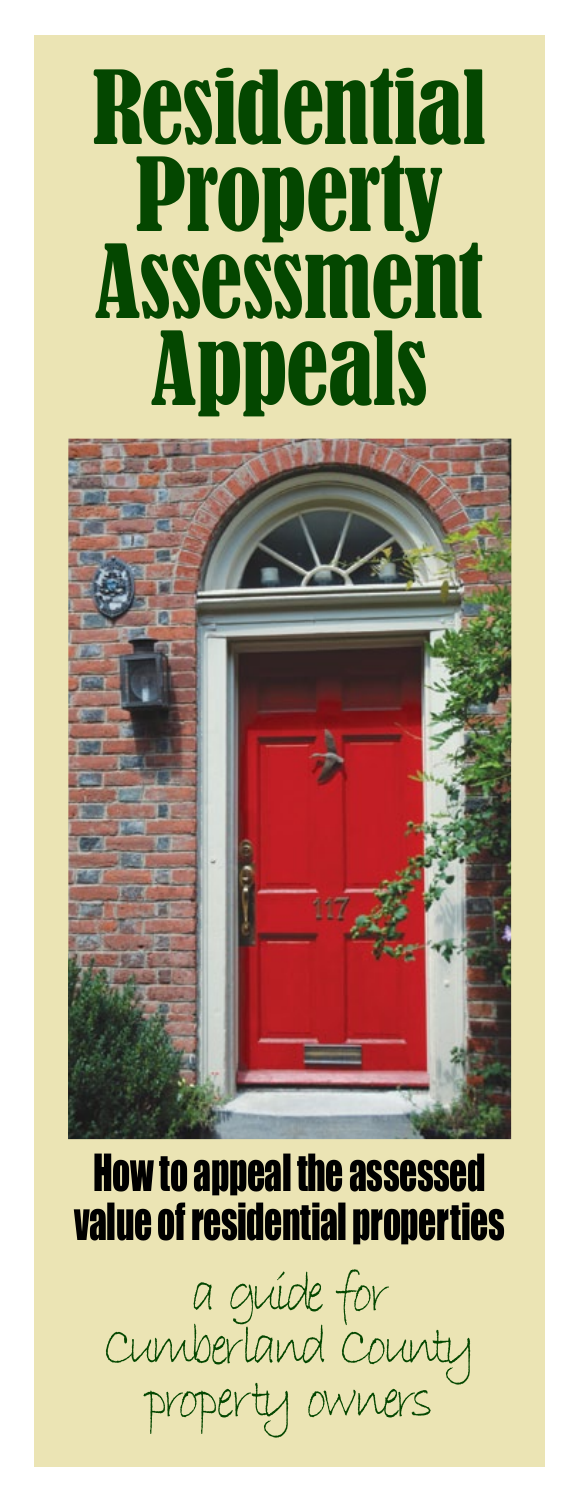# Residential Property Assessment Appeals

## How to appeal the assessed value of residential properties

*a guide for Cumberland County property owners*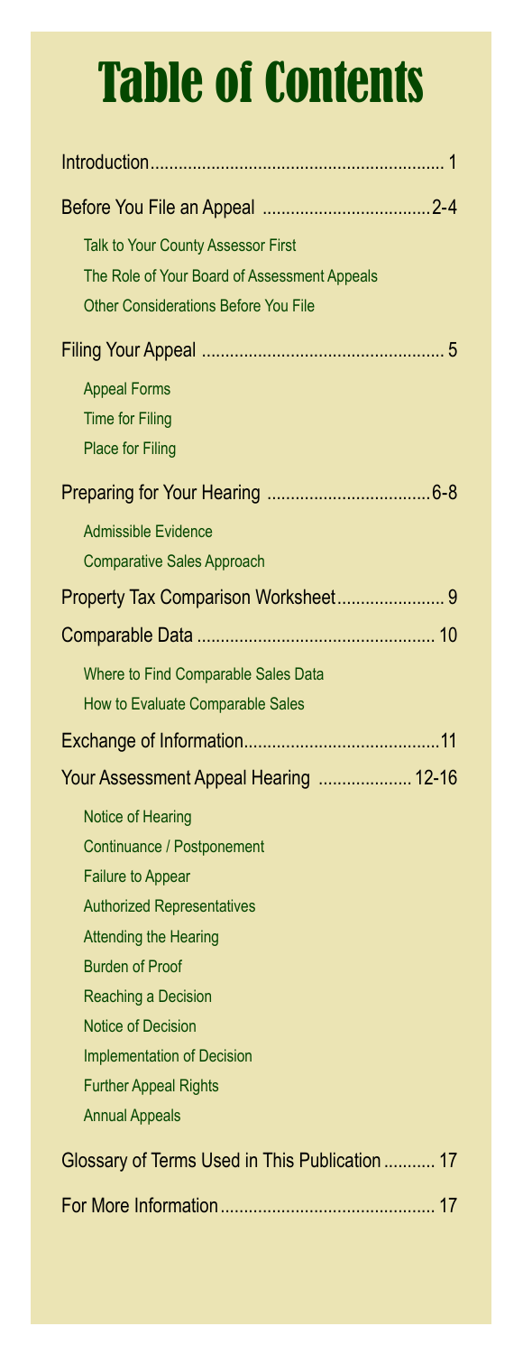# Table of Contents

Introduction .............................................................. 1

Before You File an Appeal .................................... 2-4

- Talk to Your County Assessor First
- The Role of Your Board of Assessment Appeals
- Other Considerations Before You File

Filing Your Appeal .................................................... 5

- Appeal Forms
- Time for Filing
- Place for Filing

Preparing for Your Hearing ................................... 6-8

- Admissible Evidence
- Comparative Sales Approach

Property Tax Comparison Worksheet....................... 9

Comparable Data ................................................... 10

- Where to Find Comparable Sales Data
- How to Evaluate Comparable Sales

Exchange of Information..........................................11

Your Assessment Appeal Hearing .................... 12-16

- Notice of Hearing
- Continuance / Postponement
- Failure to Appear
- Authorized Representatives
- Attending the Hearing
- Burden of Proof
- Reaching a Decision
- Notice of Decision
- Implementation of Decision
- Further Appeal Rights
- Annual Appeals

Glossary of Terms Used in This Publication ........... 17

For More Information............................................. 17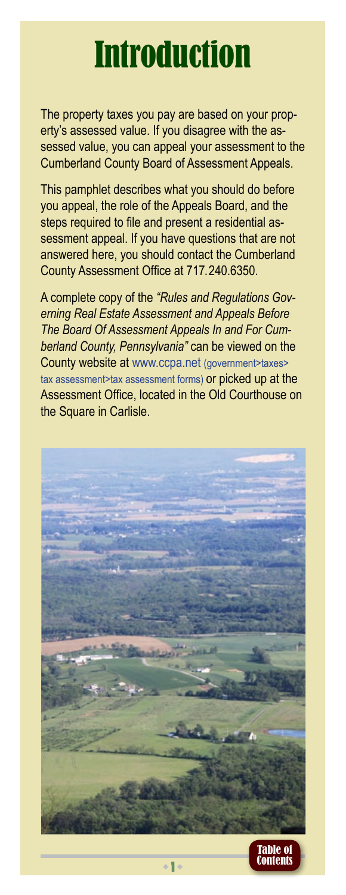# Introduction

The property taxes you pay are based on your property's assessed value. If you disagree with the assessed value, you can appeal your assessment to the Cumberland County Board of Assessment Appeals.

This pamphlet describes what you should do before you appeal, the role of the Appeals Board, and the steps required to file and present a residential assessment appeal. If you have questions that are not answered here, you should contact the Cumberland County Assessment Office at 717.240.6350.

A complete copy of the *"Rules and Regulations Governing Real Estate Assessment and Appeals Before The Board Of Assessment Appeals In and For Cumberland County, Pennsylvania"* can be viewed on the County website at www.ccpa.net (government>taxes>tax assessment>tax assessment forms) or picked up at the Assessment Office, located in the Old Courthouse on the Square in Carlisle.

Table of Contents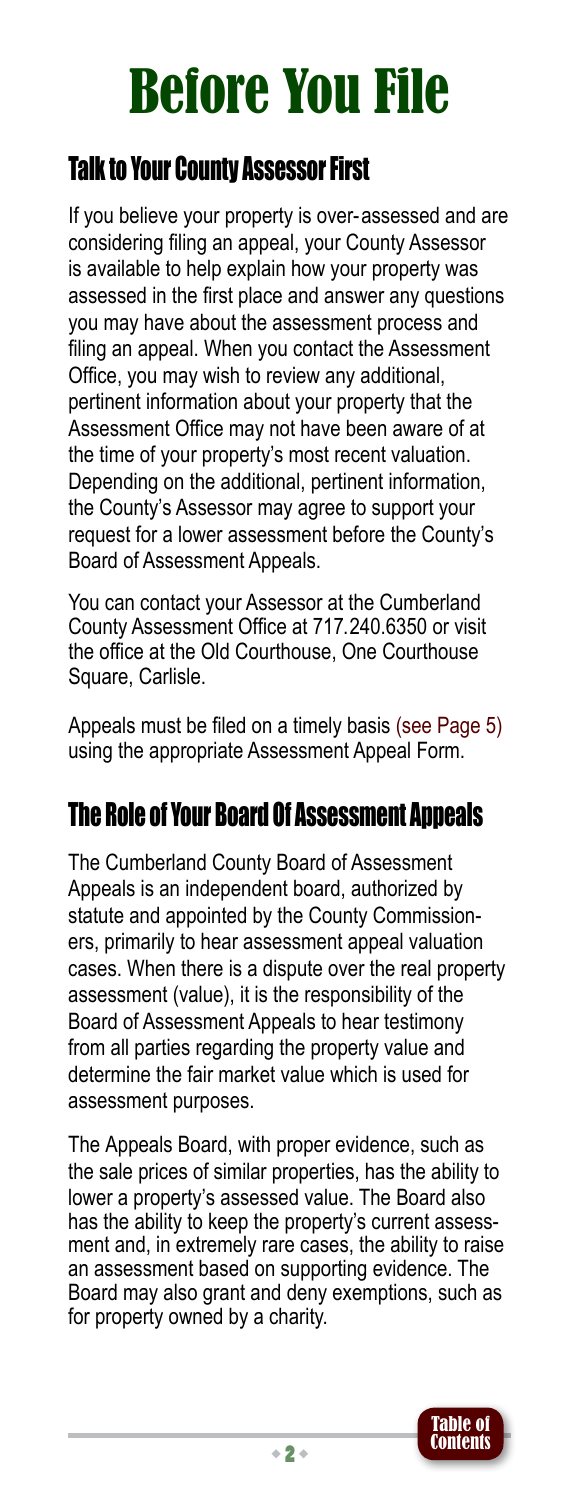# Before You File

## Talk to Your County Assessor First

If you believe your property is over-assessed and are considering filing an appeal, your County Assessor is available to help explain how your property was assessed in the first place and answer any questions you may have about the assessment process and filing an appeal. When you contact the Assessment Office, you may wish to review any additional, pertinent information about your property that the Assessment Office may not have been aware of at the time of your property's most recent valuation. Depending on the additional, pertinent information, the County's Assessor may agree to support your request for a lower assessment before the County's Board of Assessment Appeals.

You can contact your Assessor at the Cumberland County Assessment Office at 717.240.6350 or visit the office at the Old Courthouse, One Courthouse Square, Carlisle.

Appeals must be filed on a timely basis (see Page 5) using the appropriate Assessment Appeal Form.

## The Role of Your Board Of Assessment Appeals

The Cumberland County Board of Assessment Appeals is an independent board, authorized by statute and appointed by the County Commissioners, primarily to hear assessment appeal valuation cases. When there is a dispute over the real property assessment (value), it is the responsibility of the Board of Assessment Appeals to hear testimony from all parties regarding the property value and determine the fair market value which is used for assessment purposes.

The Appeals Board, with proper evidence, such as the sale prices of similar properties, has the ability to lower a property's assessed value. The Board also has the ability to keep the property's current assessment and, in extremely rare cases, the ability to raise an assessment based on supporting evidence. The Board may also grant and deny exemptions, such as for property owned by a charity.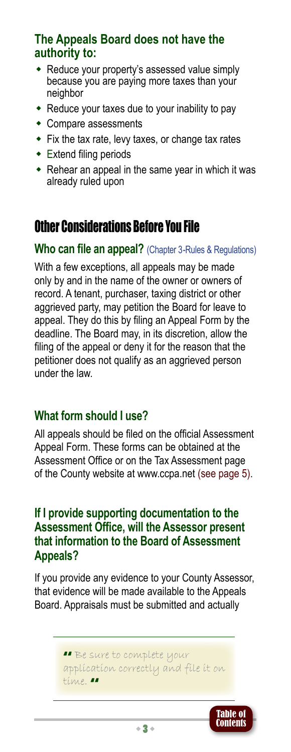### The Appeals Board does not have the authority to:

- Reduce your property's assessed value simply because you are paying more taxes than your neighbor
- Reduce your taxes due to your inability to pay
- Compare assessments
- Fix the tax rate, levy taxes, or change tax rates
- Extend filing periods
- Rehear an appeal in the same year in which it was already ruled upon

## Other Considerations Before You File

### Who can file an appeal? (Chapter 3-Rules & Regulations)

With a few exceptions, all appeals may be made only by and in the name of the owner or owners of record. A tenant, purchaser, taxing district or other aggrieved party, may petition the Board for leave to appeal. They do this by filing an Appeal Form by the deadline. The Board may, in its discretion, allow the filing of the appeal or deny it for the reason that the petitioner does not qualify as an aggrieved person under the law.

### What form should I use?

All appeals should be filed on the official Assessment Appeal Form. These forms can be obtained at the Assessment Office or on the Tax Assessment page of the County website at www.ccpa.net (see page 5).

### If I provide supporting documentation to the Assessment Office, will the Assessor present that information to the Board of Assessment Appeals?

If you provide any evidence to your County Assessor, that evidence will be made available to the Appeals Board. Appraisals must be submitted and actually

*"Be sure to complete your application correctly and file it on time."*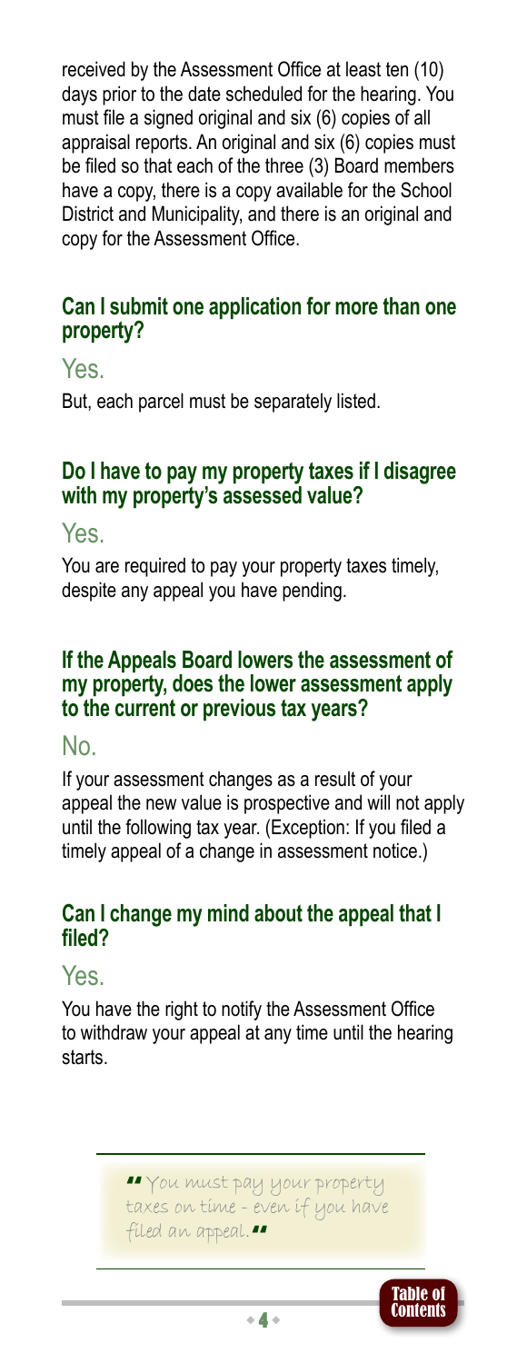received by the Assessment Office at least ten (10) days prior to the date scheduled for the hearing. You must file a signed original and six (6) copies of all appraisal reports. An original and six (6) copies must be filed so that each of the three (3) Board members have a copy, there is a copy available for the School District and Municipality, and there is an original and copy for the Assessment Office.

### Can I submit one application for more than one property?

Yes.

But, each parcel must be separately listed.

### Do I have to pay my property taxes if I disagree with my property's assessed value?

Yes.

You are required to pay your property taxes timely, despite any appeal you have pending.

### If the Appeals Board lowers the assessment of my property, does the lower assessment apply to the current or previous tax years?

No.

If your assessment changes as a result of your appeal the new value is prospective and will not apply until the following tax year. (Exception: If you filed a timely appeal of a change in assessment notice.)

### Can I change my mind about the appeal that I filed?

Yes.

You have the right to notify the Assessment Office to withdraw your appeal at any time until the hearing starts.

> "You must pay your property taxes on time - even if you have filed an appeal."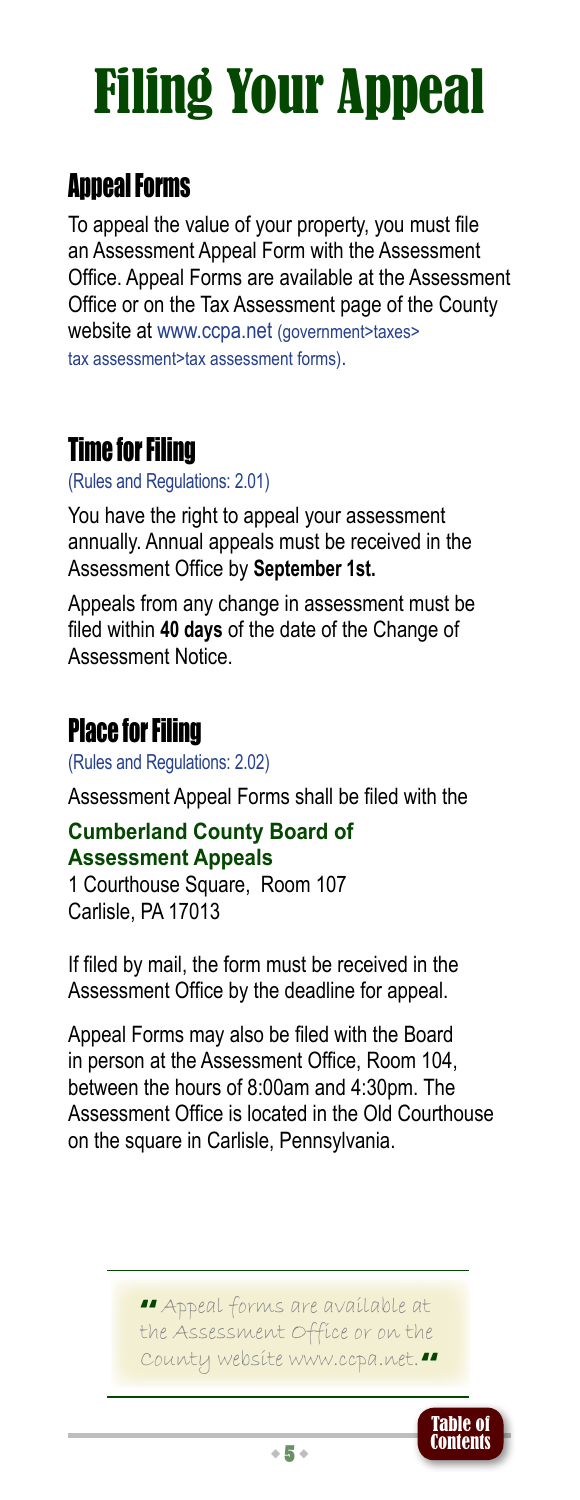# Filing Your Appeal

## Appeal Forms

To appeal the value of your property, you must file an Assessment Appeal Form with the Assessment Office. Appeal Forms are available at the Assessment Office or on the Tax Assessment page of the County website at www.ccpa.net (government>taxes>tax assessment>tax assessment forms).

## Time for Filing

(Rules and Regulations: 2.01)

You have the right to appeal your assessment annually. Annual appeals must be received in the Assessment Office by **September 1st.**

Appeals from any change in assessment must be filed within **40 days** of the date of the Change of Assessment Notice.

## Place for Filing

(Rules and Regulations: 2.02)

Assessment Appeal Forms shall be filed with the

**Cumberland County Board of Assessment Appeals**
1 Courthouse Square, Room 107
Carlisle, PA 17013

If filed by mail, the form must be received in the Assessment Office by the deadline for appeal.

Appeal Forms may also be filed with the Board in person at the Assessment Office, Room 104, between the hours of 8:00am and 4:30pm. The Assessment Office is located in the Old Courthouse on the square in Carlisle, Pennsylvania.

"Appeal forms are available at the Assessment Office or on the County website www.ccpa.net."

Table of Contents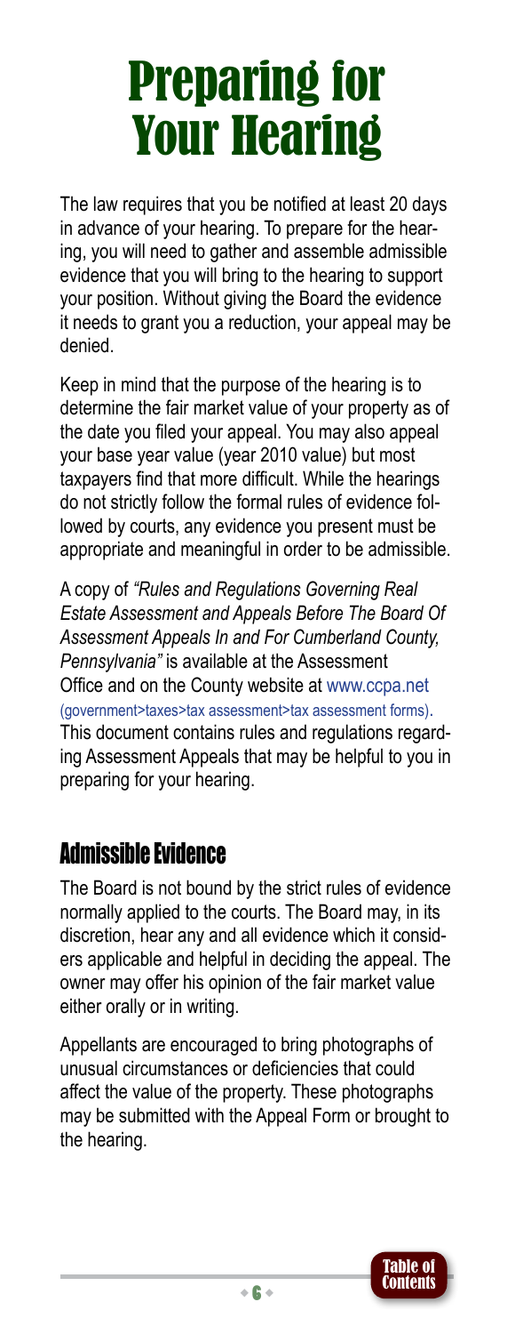# Preparing for Your Hearing

The law requires that you be notified at least 20 days in advance of your hearing. To prepare for the hearing, you will need to gather and assemble admissible evidence that you will bring to the hearing to support your position. Without giving the Board the evidence it needs to grant you a reduction, your appeal may be denied.

Keep in mind that the purpose of the hearing is to determine the fair market value of your property as of the date you filed your appeal. You may also appeal your base year value (year 2010 value) but most taxpayers find that more difficult. While the hearings do not strictly follow the formal rules of evidence followed by courts, any evidence you present must be appropriate and meaningful in order to be admissible.

A copy of *"Rules and Regulations Governing Real Estate Assessment and Appeals Before The Board Of Assessment Appeals In and For Cumberland County, Pennsylvania"* is available at the Assessment Office and on the County website at www.ccpa.net (government>taxes>tax assessment>tax assessment forms). This document contains rules and regulations regarding Assessment Appeals that may be helpful to you in preparing for your hearing.

## Admissible Evidence

The Board is not bound by the strict rules of evidence normally applied to the courts. The Board may, in its discretion, hear any and all evidence which it considers applicable and helpful in deciding the appeal. The owner may offer his opinion of the fair market value either orally or in writing.

Appellants are encouraged to bring photographs of unusual circumstances or deficiencies that could affect the value of the property. These photographs may be submitted with the Appeal Form or brought to the hearing.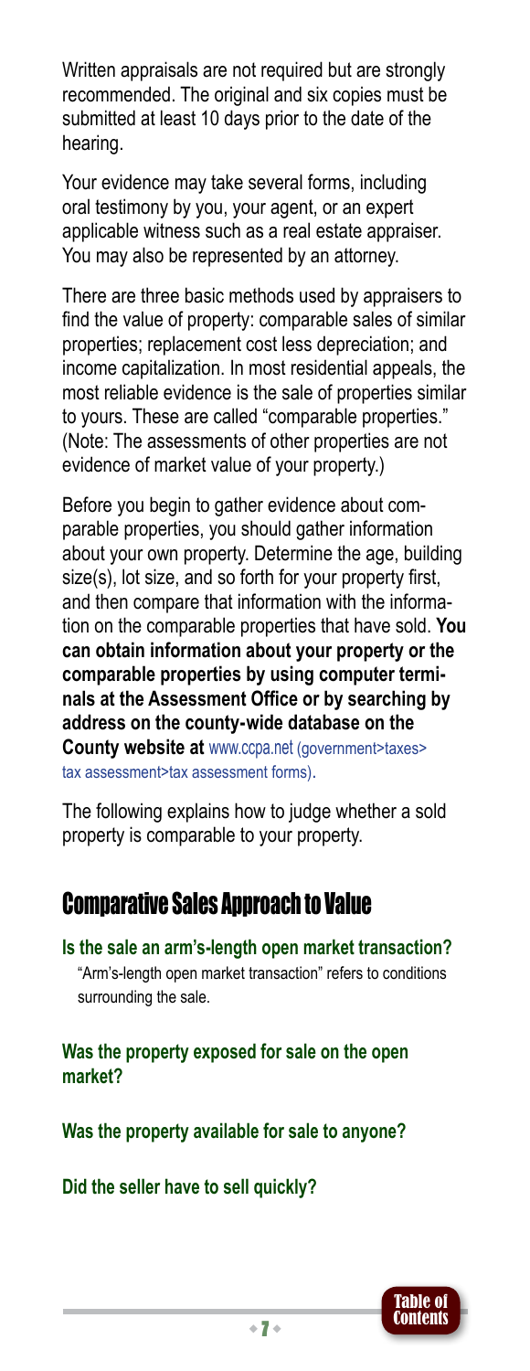Written appraisals are not required but are strongly recommended. The original and six copies must be submitted at least 10 days prior to the date of the hearing.

Your evidence may take several forms, including oral testimony by you, your agent, or an expert applicable witness such as a real estate appraiser. You may also be represented by an attorney.

There are three basic methods used by appraisers to find the value of property: comparable sales of similar properties; replacement cost less depreciation; and income capitalization. In most residential appeals, the most reliable evidence is the sale of properties similar to yours. These are called "comparable properties." (Note: The assessments of other properties are not evidence of market value of your property.)

Before you begin to gather evidence about comparable properties, you should gather information about your own property. Determine the age, building size(s), lot size, and so forth for your property first, and then compare that information with the information on the comparable properties that have sold. **You can obtain information about your property or the comparable properties by using computer terminals at the Assessment Office or by searching by address on the county-wide database on the County website at** www.ccpa.net (government>taxes>tax assessment>tax assessment forms).

The following explains how to judge whether a sold property is comparable to your property.

## Comparative Sales Approach to Value

**Is the sale an arm's-length open market transaction?**

"Arm's-length open market transaction" refers to conditions surrounding the sale.

**Was the property exposed for sale on the open market?**

**Was the property available for sale to anyone?**

**Did the seller have to sell quickly?**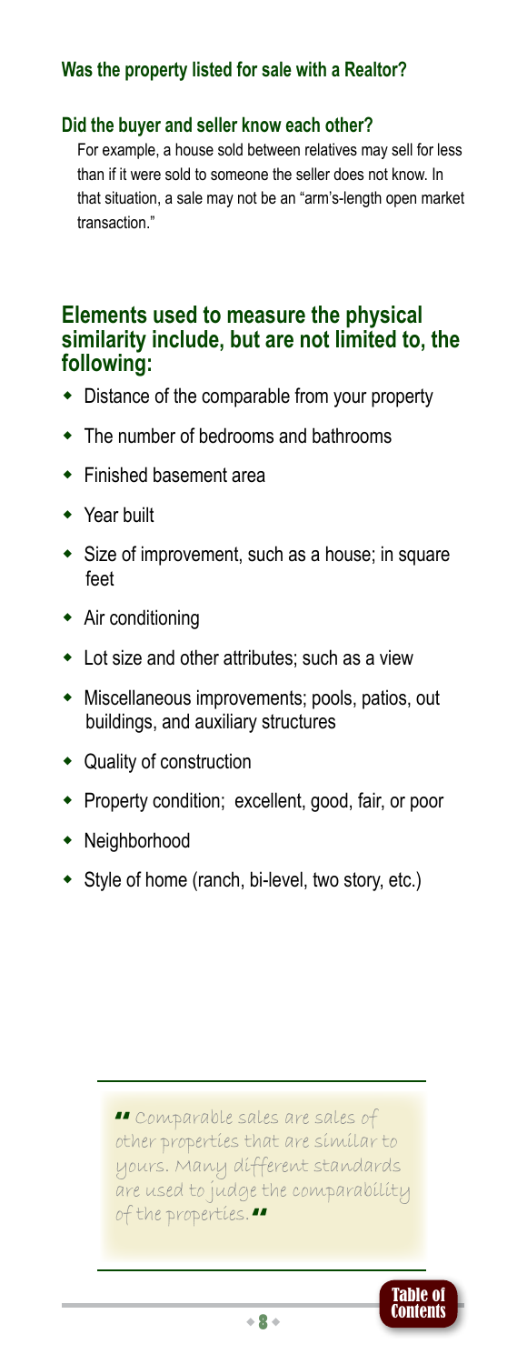### Was the property listed for sale with a Realtor?

### Did the buyer and seller know each other?

For example, a house sold between relatives may sell for less than if it were sold to someone the seller does not know. In that situation, a sale may not be an "arm's-length open market transaction."

## Elements used to measure the physical similarity include, but are not limited to, the following:

- Distance of the comparable from your property
- The number of bedrooms and bathrooms
- Finished basement area
- Year built
- Size of improvement, such as a house; in square feet
- Air conditioning
- Lot size and other attributes; such as a view
- Miscellaneous improvements; pools, patios, out buildings, and auxiliary structures
- Quality of construction
- Property condition; excellent, good, fair, or poor
- Neighborhood
- Style of home (ranch, bi-level, two story, etc.)

> "Comparable sales are sales of other properties that are similar to yours. Many different standards are used to judge the comparability of the properties."

Table of Contents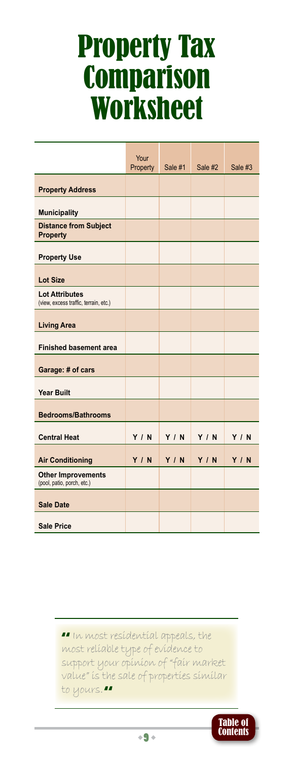# Property Tax Comparison Worksheet

| | Your Property | Sale #1 | Sale #2 | Sale #3 |
|---|---|---|---|---|
| **Property Address** | | | | |
| **Municipality** | | | | |
| **Distance from Subject Property** | | | | |
| **Property Use** | | | | |
| **Lot Size** | | | | |
| **Lot Attributes** (view, excess traffic, terrain, etc.) | | | | |
| **Living Area** | | | | |
| **Finished basement area** | | | | |
| **Garage: # of cars** | | | | |
| **Year Built** | | | | |
| **Bedrooms/Bathrooms** | | | | |
| **Central Heat** | Y / N | Y / N | Y / N | Y / N |
| **Air Conditioning** | Y / N | Y / N | Y / N | Y / N |
| **Other Improvements** (pool, patio, porch, etc.) | | | | |
| **Sale Date** | | | | |
| **Sale Price** | | | | |

*"In most residential appeals, the most reliable type of evidence to support your opinion of "fair market value" is the sale of properties similar to yours."*

Table of Contents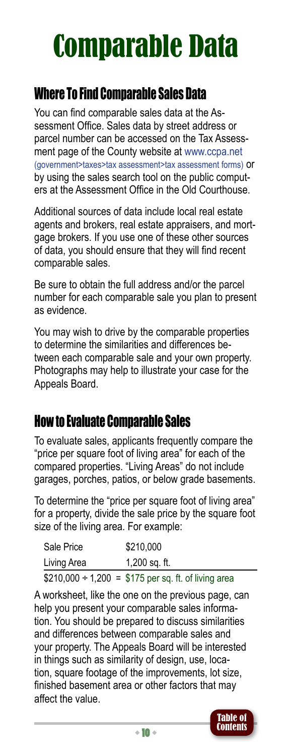# Comparable Data

## Where To Find Comparable Sales Data

You can find comparable sales data at the Assessment Office. Sales data by street address or parcel number can be accessed on the Tax Assessment page of the County website at www.ccpa.net (government>taxes>tax assessment>tax assessment forms) or by using the sales search tool on the public computers at the Assessment Office in the Old Courthouse.

Additional sources of data include local real estate agents and brokers, real estate appraisers, and mortgage brokers. If you use one of these other sources of data, you should ensure that they will find recent comparable sales.

Be sure to obtain the full address and/or the parcel number for each comparable sale you plan to present as evidence.

You may wish to drive by the comparable properties to determine the similarities and differences between each comparable sale and your own property. Photographs may help to illustrate your case for the Appeals Board.

## How to Evaluate Comparable Sales

To evaluate sales, applicants frequently compare the "price per square foot of living area" for each of the compared properties. "Living Areas" do not include garages, porches, patios, or below grade basements.

To determine the "price per square foot of living area" for a property, divide the sale price by the square foot size of the living area. For example:

| | |
|---|---|
| Sale Price | \$210,000 |
| Living Area | 1,200 sq. ft. |

\$210,000 ÷ 1,200 = \$175 per sq. ft. of living area

A worksheet, like the one on the previous page, can help you present your comparable sales information. You should be prepared to discuss similarities and differences between comparable sales and your property. The Appeals Board will be interested in things such as similarity of design, use, location, square footage of the improvements, lot size, finished basement area or other factors that may affect the value.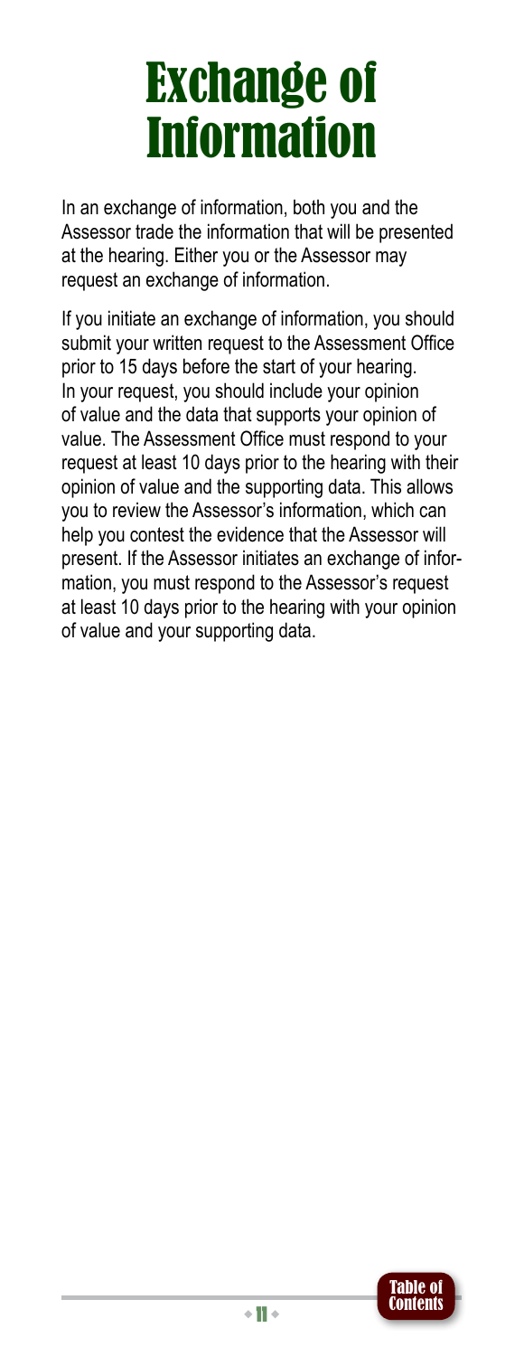# Exchange of Information

In an exchange of information, both you and the Assessor trade the information that will be presented at the hearing. Either you or the Assessor may request an exchange of information.

If you initiate an exchange of information, you should submit your written request to the Assessment Office prior to 15 days before the start of your hearing. In your request, you should include your opinion of value and the data that supports your opinion of value. The Assessment Office must respond to your request at least 10 days prior to the hearing with their opinion of value and the supporting data. This allows you to review the Assessor's information, which can help you contest the evidence that the Assessor will present. If the Assessor initiates an exchange of information, you must respond to the Assessor's request at least 10 days prior to the hearing with your opinion of value and your supporting data.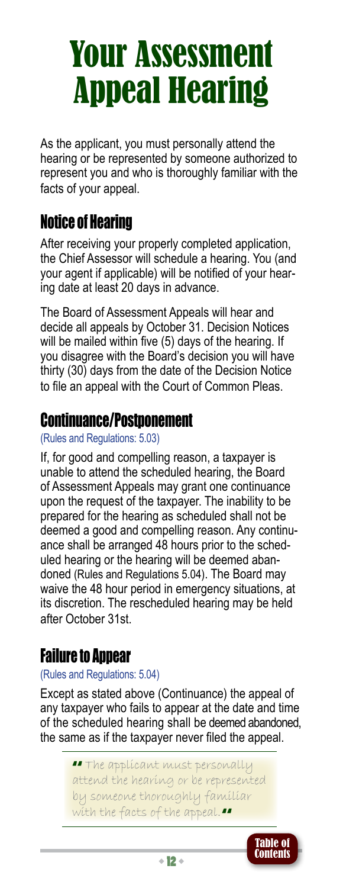# Your Assessment Appeal Hearing

As the applicant, you must personally attend the hearing or be represented by someone authorized to represent you and who is thoroughly familiar with the facts of your appeal.

## Notice of Hearing

After receiving your properly completed application, the Chief Assessor will schedule a hearing. You (and your agent if applicable) will be notified of your hearing date at least 20 days in advance.

The Board of Assessment Appeals will hear and decide all appeals by October 31. Decision Notices will be mailed within five (5) days of the hearing. If you disagree with the Board's decision you will have thirty (30) days from the date of the Decision Notice to file an appeal with the Court of Common Pleas.

## Continuance/Postponement

(Rules and Regulations: 5.03)

If, for good and compelling reason, a taxpayer is unable to attend the scheduled hearing, the Board of Assessment Appeals may grant one continuance upon the request of the taxpayer. The inability to be prepared for the hearing as scheduled shall not be deemed a good and compelling reason. Any continuance shall be arranged 48 hours prior to the scheduled hearing or the hearing will be deemed abandoned (Rules and Regulations 5.04). The Board may waive the 48 hour period in emergency situations, at its discretion. The rescheduled hearing may be held after October 31st.

## Failure to Appear

(Rules and Regulations: 5.04)

Except as stated above (Continuance) the appeal of any taxpayer who fails to appear at the date and time of the scheduled hearing shall be deemed abandoned, the same as if the taxpayer never filed the appeal.

> "The applicant must personally attend the hearing or be represented by someone thoroughly familiar with the facts of the appeal."

Table of Contents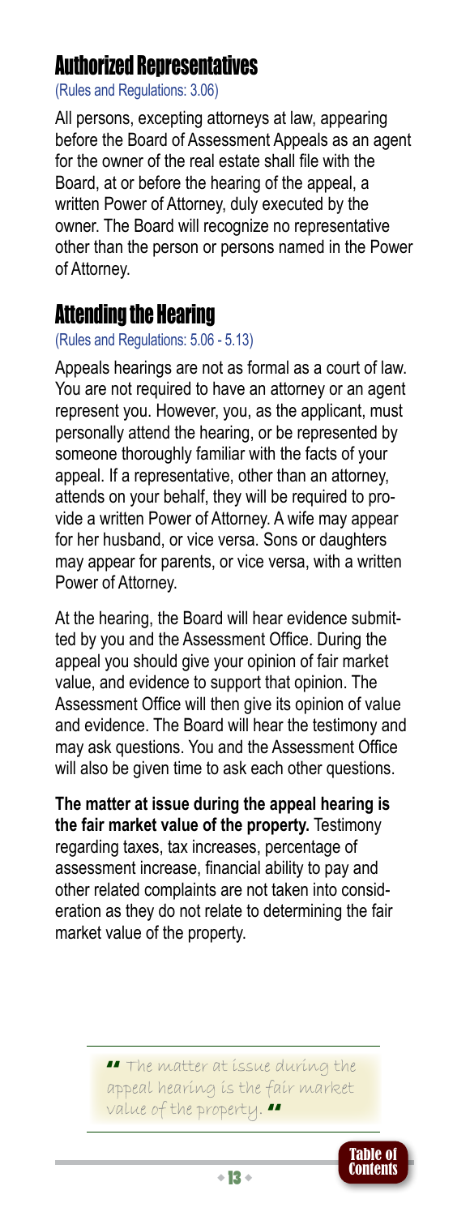## Authorized Representatives

(Rules and Regulations: 3.06)

All persons, excepting attorneys at law, appearing before the Board of Assessment Appeals as an agent for the owner of the real estate shall file with the Board, at or before the hearing of the appeal, a written Power of Attorney, duly executed by the owner. The Board will recognize no representative other than the person or persons named in the Power of Attorney.

## Attending the Hearing

(Rules and Regulations: 5.06 - 5.13)

Appeals hearings are not as formal as a court of law. You are not required to have an attorney or an agent represent you. However, you, as the applicant, must personally attend the hearing, or be represented by someone thoroughly familiar with the facts of your appeal. If a representative, other than an attorney, attends on your behalf, they will be required to provide a written Power of Attorney. A wife may appear for her husband, or vice versa. Sons or daughters may appear for parents, or vice versa, with a written Power of Attorney.

At the hearing, the Board will hear evidence submitted by you and the Assessment Office. During the appeal you should give your opinion of fair market value, and evidence to support that opinion. The Assessment Office will then give its opinion of value and evidence. The Board will hear the testimony and may ask questions. You and the Assessment Office will also be given time to ask each other questions.

**The matter at issue during the appeal hearing is the fair market value of the property.** Testimony regarding taxes, tax increases, percentage of assessment increase, financial ability to pay and other related complaints are not taken into consideration as they do not relate to determining the fair market value of the property.

> " The matter at issue during the appeal hearing is the fair market value of the property. "

Table of Contents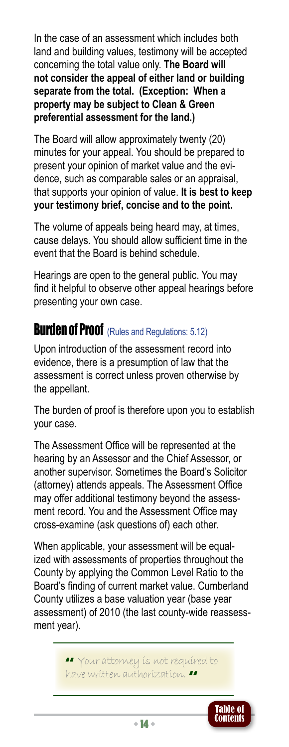In the case of an assessment which includes both land and building values, testimony will be accepted concerning the total value only. **The Board will not consider the appeal of either land or building separate from the total. (Exception: When a property may be subject to Clean & Green preferential assessment for the land.)**

The Board will allow approximately twenty (20) minutes for your appeal. You should be prepared to present your opinion of market value and the evidence, such as comparable sales or an appraisal, that supports your opinion of value. **It is best to keep your testimony brief, concise and to the point.**

The volume of appeals being heard may, at times, cause delays. You should allow sufficient time in the event that the Board is behind schedule.

Hearings are open to the general public. You may find it helpful to observe other appeal hearings before presenting your own case.

## Burden of Proof (Rules and Regulations: 5.12)

Upon introduction of the assessment record into evidence, there is a presumption of law that the assessment is correct unless proven otherwise by the appellant.

The burden of proof is therefore upon you to establish your case.

The Assessment Office will be represented at the hearing by an Assessor and the Chief Assessor, or another supervisor. Sometimes the Board's Solicitor (attorney) attends appeals. The Assessment Office may offer additional testimony beyond the assessment record. You and the Assessment Office may cross-examine (ask questions of) each other.

When applicable, your assessment will be equalized with assessments of properties throughout the County by applying the Common Level Ratio to the Board's finding of current market value. Cumberland County utilizes a base valuation year (base year assessment) of 2010 (the last county-wide reassessment year).

> *"Your attorney is not required to have written authorization."*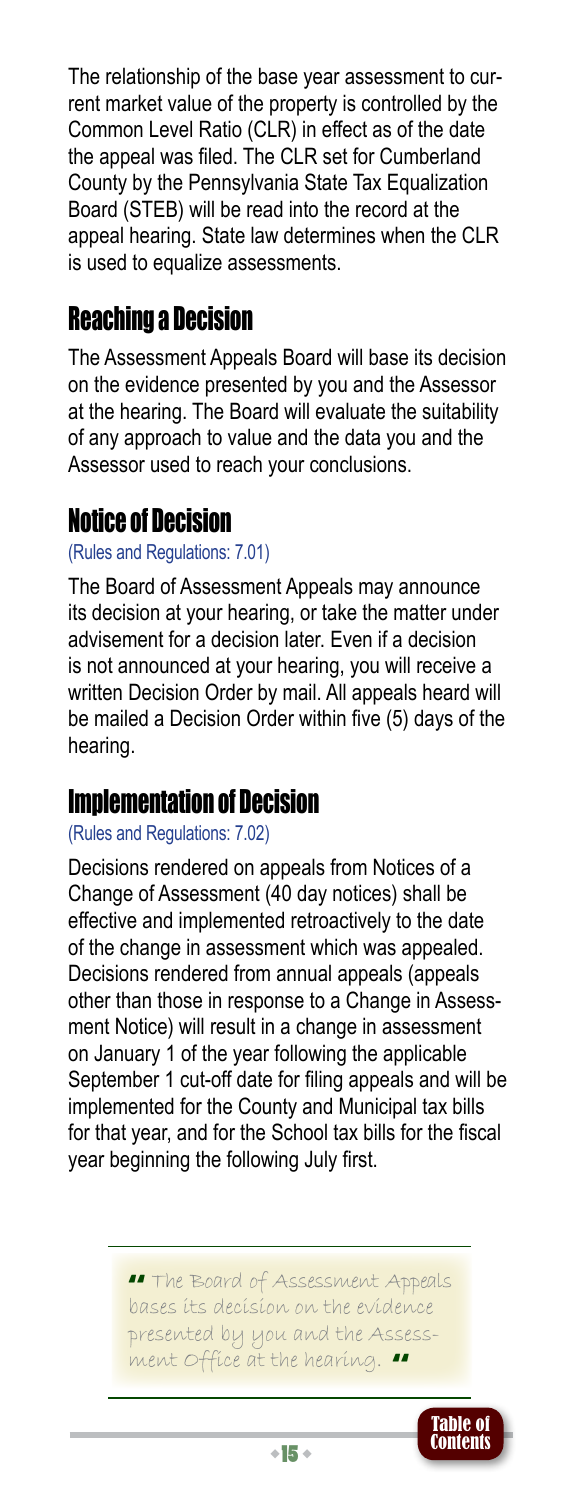The relationship of the base year assessment to current market value of the property is controlled by the Common Level Ratio (CLR) in effect as of the date the appeal was filed. The CLR set for Cumberland County by the Pennsylvania State Tax Equalization Board (STEB) will be read into the record at the appeal hearing. State law determines when the CLR is used to equalize assessments.

## Reaching a Decision

The Assessment Appeals Board will base its decision on the evidence presented by you and the Assessor at the hearing. The Board will evaluate the suitability of any approach to value and the data you and the Assessor used to reach your conclusions.

## Notice of Decision

(Rules and Regulations: 7.01)

The Board of Assessment Appeals may announce its decision at your hearing, or take the matter under advisement for a decision later. Even if a decision is not announced at your hearing, you will receive a written Decision Order by mail. All appeals heard will be mailed a Decision Order within five (5) days of the hearing.

## Implementation of Decision

(Rules and Regulations: 7.02)

Decisions rendered on appeals from Notices of a Change of Assessment (40 day notices) shall be effective and implemented retroactively to the date of the change in assessment which was appealed. Decisions rendered from annual appeals (appeals other than those in response to a Change in Assessment Notice) will result in a change in assessment on January 1 of the year following the applicable September 1 cut-off date for filing appeals and will be implemented for the County and Municipal tax bills for that year, and for the School tax bills for the fiscal year beginning the following July first.

> *"The Board of Assessment Appeals bases its decision on the evidence presented by you and the Assessment Office at the hearing."*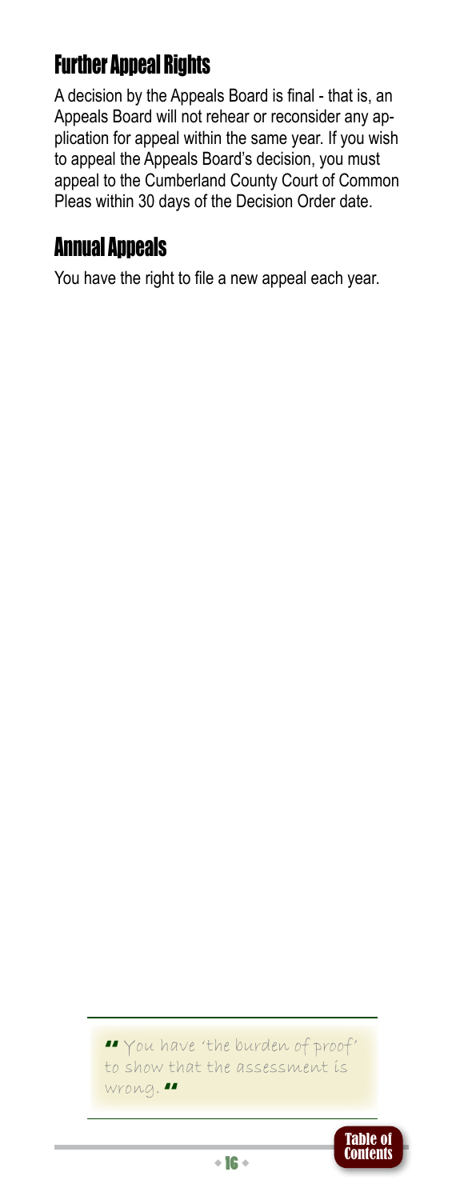## Further Appeal Rights

A decision by the Appeals Board is final - that is, an Appeals Board will not rehear or reconsider any application for appeal within the same year. If you wish to appeal the Appeals Board's decision, you must appeal to the Cumberland County Court of Common Pleas within 30 days of the Decision Order date.

## Annual Appeals

You have the right to file a new appeal each year.

> "You have 'the burden of proof' to show that the assessment is wrong."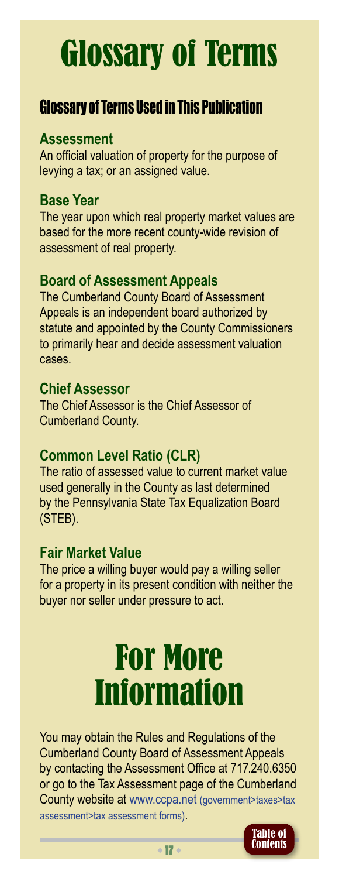# Glossary of Terms

## Glossary of Terms Used in This Publication

### Assessment

An official valuation of property for the purpose of levying a tax; or an assigned value.

### Base Year

The year upon which real property market values are based for the more recent county-wide revision of assessment of real property.

### Board of Assessment Appeals

The Cumberland County Board of Assessment Appeals is an independent board authorized by statute and appointed by the County Commissioners to primarily hear and decide assessment valuation cases.

### Chief Assessor

The Chief Assessor is the Chief Assessor of Cumberland County.

### Common Level Ratio (CLR)

The ratio of assessed value to current market value used generally in the County as last determined by the Pennsylvania State Tax Equalization Board (STEB).

### Fair Market Value

The price a willing buyer would pay a willing seller for a property in its present condition with neither the buyer nor seller under pressure to act.

# For More Information

You may obtain the Rules and Regulations of the Cumberland County Board of Assessment Appeals by contacting the Assessment Office at 717.240.6350 or go to the Tax Assessment page of the Cumberland County website at www.ccpa.net (government>taxes>tax assessment>tax assessment forms).

Table of Contents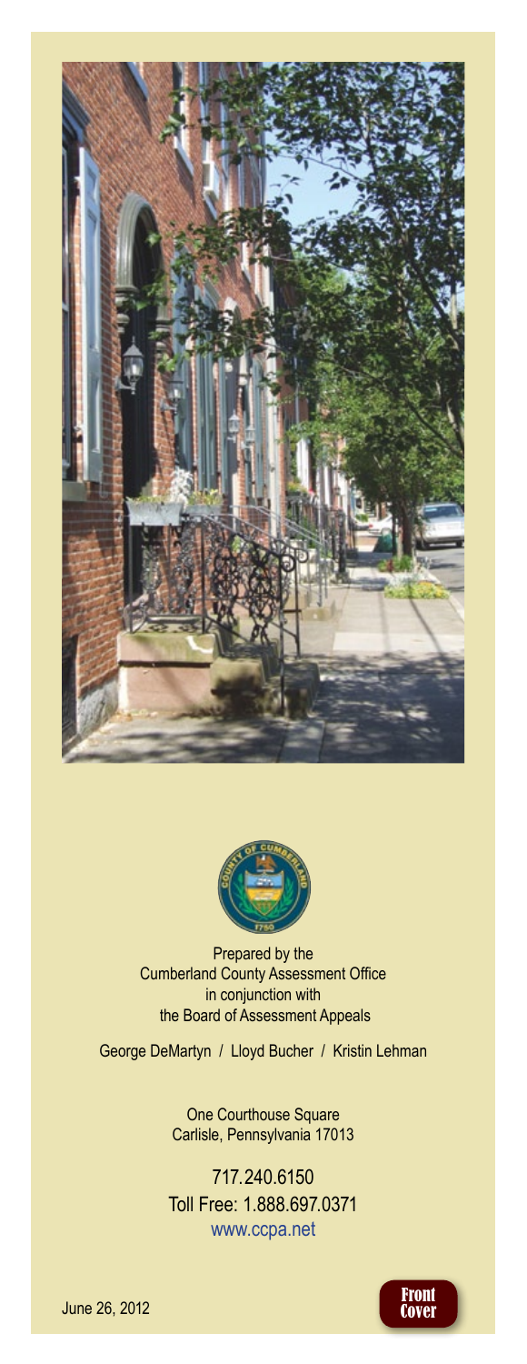Prepared by the
Cumberland County Assessment Office
in conjunction with
the Board of Assessment Appeals

George DeMartyn / Lloyd Bucher / Kristin Lehman

One Courthouse Square
Carlisle, Pennsylvania 17013

717.240.6150
Toll Free: 1.888.697.0371
www.ccpa.net

June 26, 2012

Front Cover